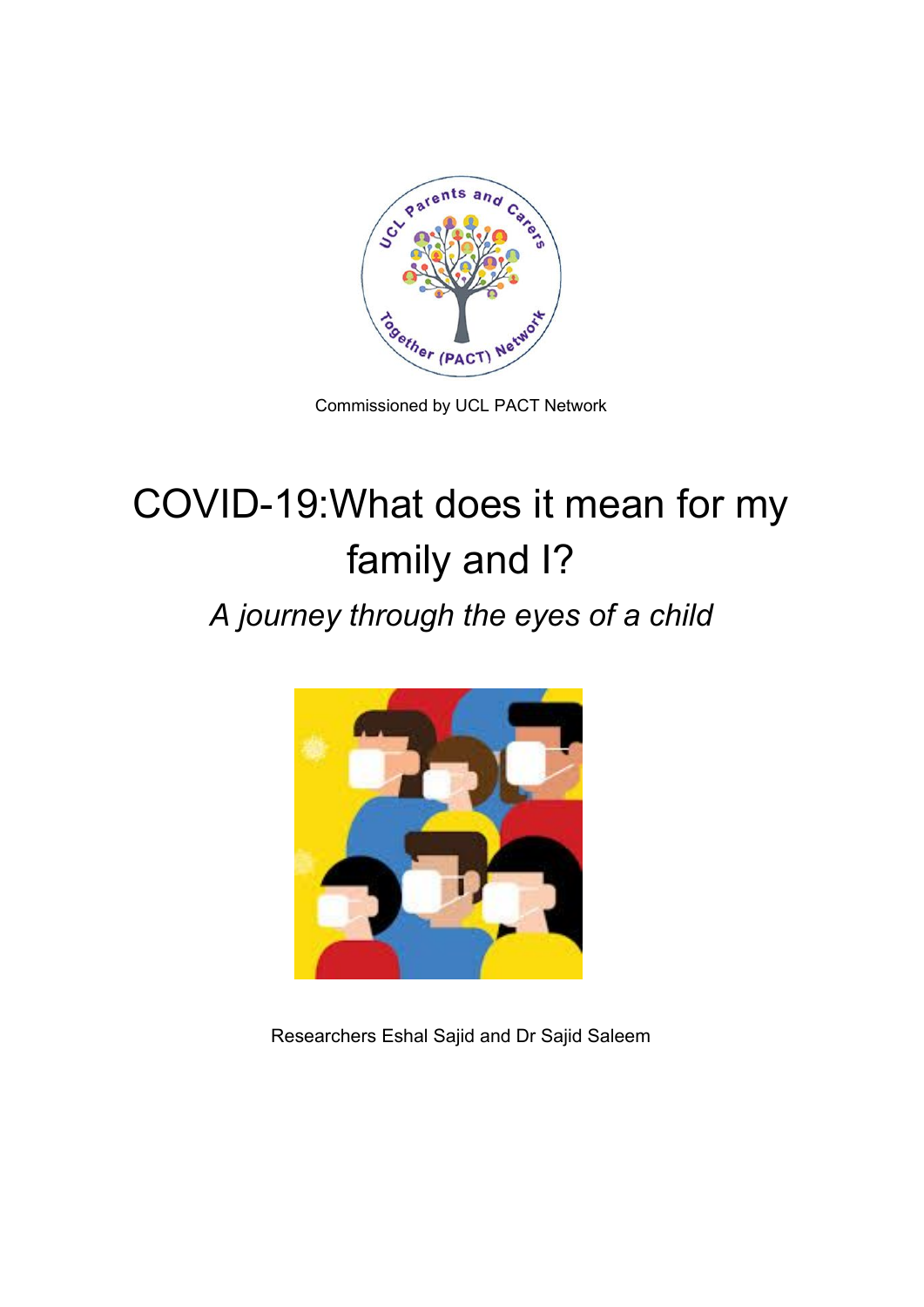Commissioned by UCL PACT Network

# COVID-19:What does it mean for my family and I?

## *A journey through the eyes of a child*

Researchers Eshal Sajid and Dr Sajid Saleem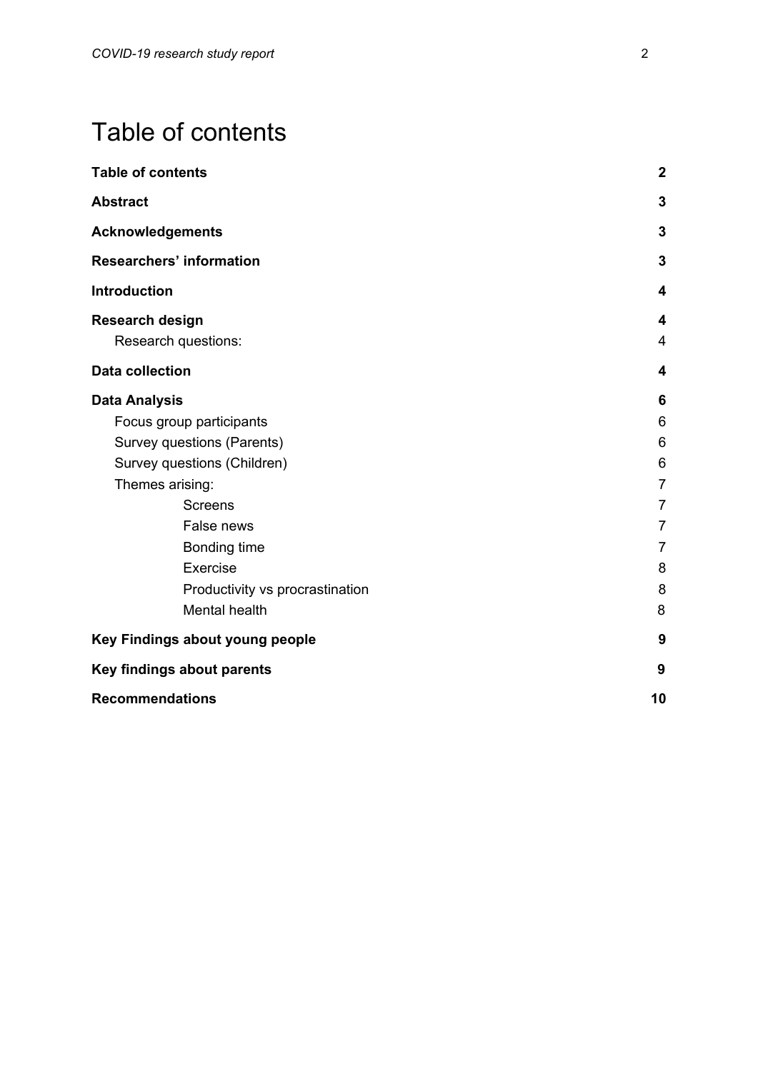# Table of contents

| | |
|---|---|
| **Table of contents** | **2** |
| **Abstract** | **3** |
| **Acknowledgements** | **3** |
| **Researchers' information** | **3** |
| **Introduction** | **4** |
| **Research design** | **4** |
| Research questions: | 4 |
| **Data collection** | **4** |
| **Data Analysis** | **6** |
| Focus group participants | 6 |
| Survey questions (Parents) | 6 |
| Survey questions (Children) | 6 |
| Themes arising: | 7 |
| Screens | 7 |
| False news | 7 |
| Bonding time | 7 |
| Exercise | 8 |
| Productivity vs procrastination | 8 |
| Mental health | 8 |
| **Key Findings about young people** | **9** |
| **Key findings about parents** | **9** |
| **Recommendations** | **10** |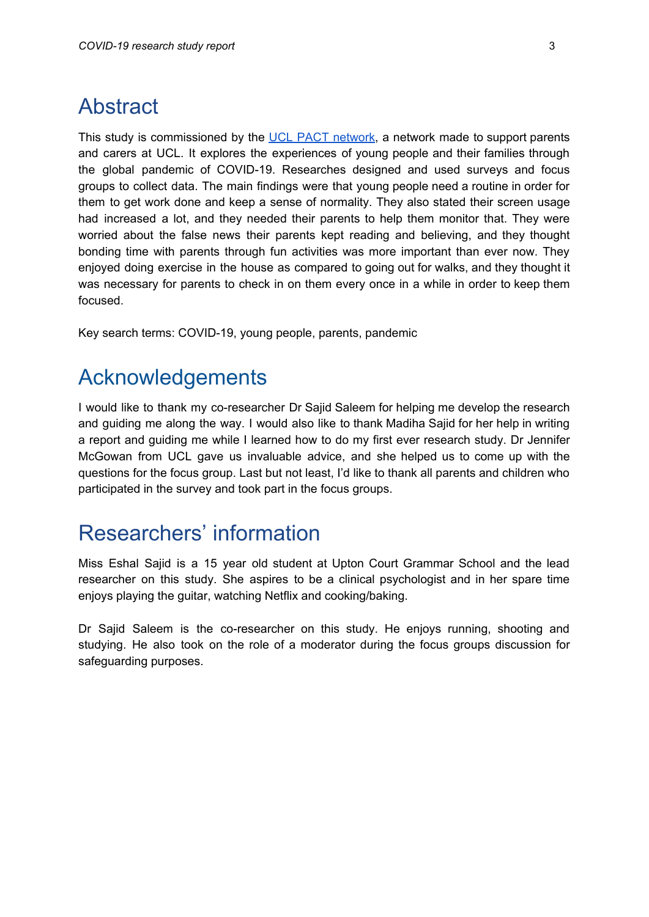# Abstract

This study is commissioned by the [UCL PACT network](), a network made to support parents and carers at UCL. It explores the experiences of young people and their families through the global pandemic of COVID-19. Researches designed and used surveys and focus groups to collect data. The main findings were that young people need a routine in order for them to get work done and keep a sense of normality. They also stated their screen usage had increased a lot, and they needed their parents to help them monitor that. They were worried about the false news their parents kept reading and believing, and they thought bonding time with parents through fun activities was more important than ever now. They enjoyed doing exercise in the house as compared to going out for walks, and they thought it was necessary for parents to check in on them every once in a while in order to keep them focused.

Key search terms: COVID-19, young people, parents, pandemic

# Acknowledgements

I would like to thank my co-researcher Dr Sajid Saleem for helping me develop the research and guiding me along the way. I would also like to thank Madiha Sajid for her help in writing a report and guiding me while I learned how to do my first ever research study. Dr Jennifer McGowan from UCL gave us invaluable advice, and she helped us to come up with the questions for the focus group. Last but not least, I'd like to thank all parents and children who participated in the survey and took part in the focus groups.

# Researchers' information

Miss Eshal Sajid is a 15 year old student at Upton Court Grammar School and the lead researcher on this study. She aspires to be a clinical psychologist and in her spare time enjoys playing the guitar, watching Netflix and cooking/baking.

Dr Sajid Saleem is the co-researcher on this study. He enjoys running, shooting and studying. He also took on the role of a moderator during the focus groups discussion for safeguarding purposes.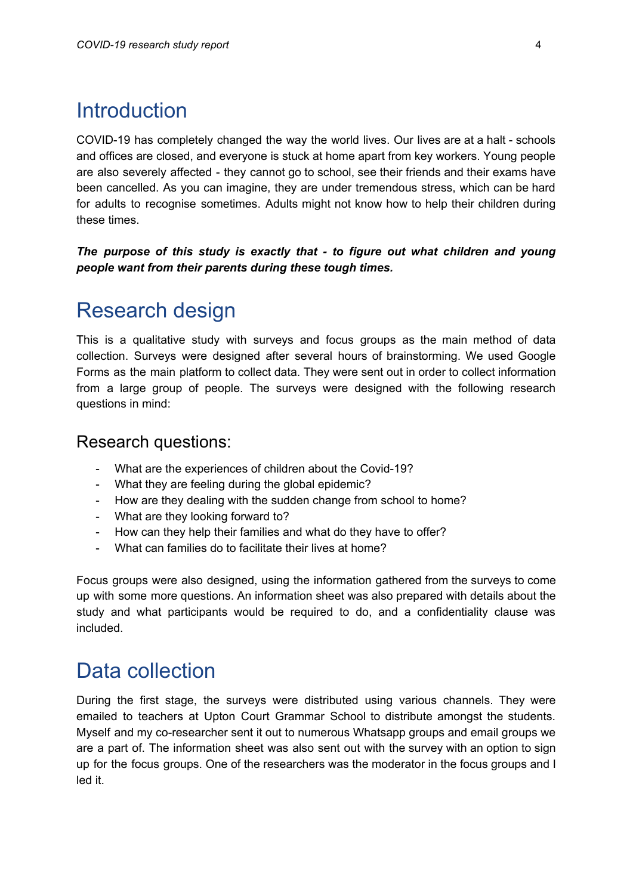# Introduction

COVID-19 has completely changed the way the world lives. Our lives are at a halt - schools and offices are closed, and everyone is stuck at home apart from key workers. Young people are also severely affected - they cannot go to school, see their friends and their exams have been cancelled. As you can imagine, they are under tremendous stress, which can be hard for adults to recognise sometimes. Adults might not know how to help their children during these times.

***The purpose of this study is exactly that - to figure out what children and young people want from their parents during these tough times.***

# Research design

This is a qualitative study with surveys and focus groups as the main method of data collection. Surveys were designed after several hours of brainstorming. We used Google Forms as the main platform to collect data. They were sent out in order to collect information from a large group of people. The surveys were designed with the following research questions in mind:

## Research questions:

- What are the experiences of children about the Covid-19?
- What they are feeling during the global epidemic?
- How are they dealing with the sudden change from school to home?
- What are they looking forward to?
- How can they help their families and what do they have to offer?
- What can families do to facilitate their lives at home?

Focus groups were also designed, using the information gathered from the surveys to come up with some more questions. An information sheet was also prepared with details about the study and what participants would be required to do, and a confidentiality clause was included.

# Data collection

During the first stage, the surveys were distributed using various channels. They were emailed to teachers at Upton Court Grammar School to distribute amongst the students. Myself and my co-researcher sent it out to numerous Whatsapp groups and email groups we are a part of. The information sheet was also sent out with the survey with an option to sign up for the focus groups. One of the researchers was the moderator in the focus groups and I led it.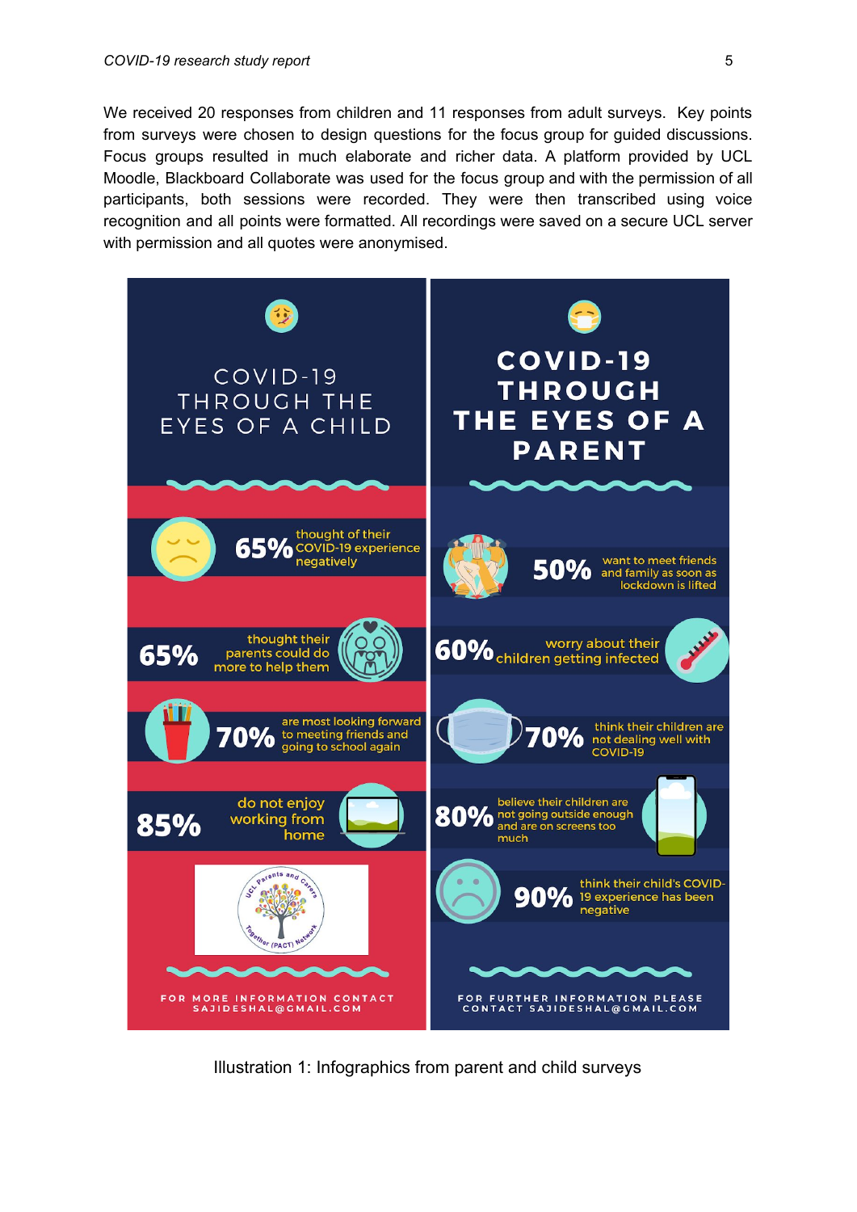We received 20 responses from children and 11 responses from adult surveys. Key points from surveys were chosen to design questions for the focus group for guided discussions. Focus groups resulted in much elaborate and richer data. A platform provided by UCL Moodle, Blackboard Collaborate was used for the focus group and with the permission of all participants, both sessions were recorded. They were then transcribed using voice recognition and all points were formatted. All recordings were saved on a secure UCL server with permission and all quotes were anonymised.

**COVID-19 THROUGH THE EYES OF A CHILD**

- **65%** thought of their COVID-19 experience negatively
- **65%** thought their parents could do more to help them
- **70%** are most looking forward to meeting friends and going to school again
- **85%** do not enjoy working from home

UCL Parents and Carers Together (PACT) Network

FOR MORE INFORMATION CONTACT SAJIDESHAL@GMAIL.COM

**COVID-19 THROUGH THE EYES OF A PARENT**

- **50%** want to meet friends and family as soon as lockdown is lifted
- **60%** worry about their children getting infected
- **70%** think their children are not dealing well with COVID-19
- **80%** believe their children are not going outside enough and are on screens too much
- **90%** think their child's COVID-19 experience has been negative

FOR FURTHER INFORMATION PLEASE CONTACT SAJIDESHAL@GMAIL.COM

Illustration 1: Infographics from parent and child surveys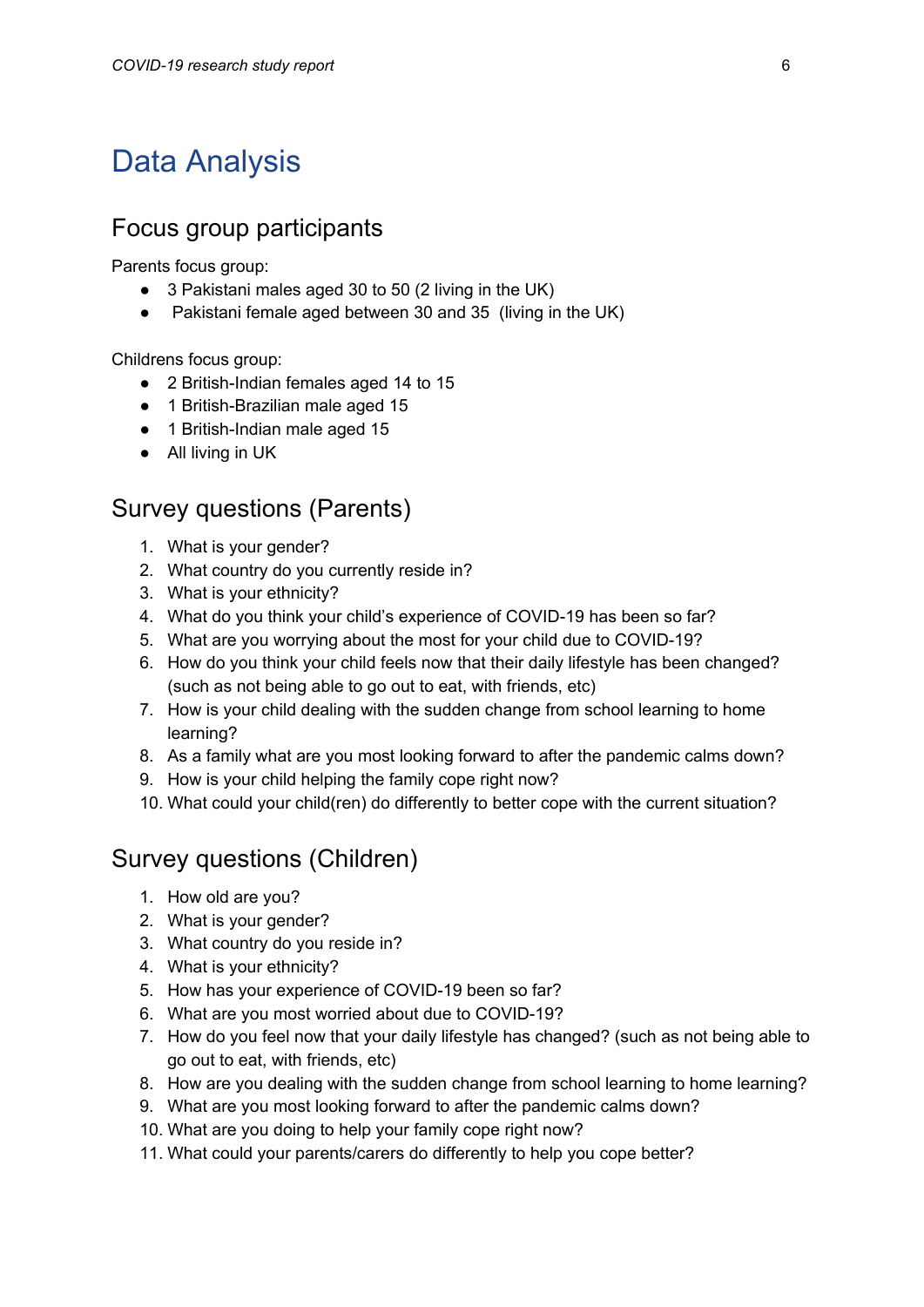# Data Analysis

## Focus group participants

Parents focus group:

- 3 Pakistani males aged 30 to 50 (2 living in the UK)
- Pakistani female aged between 30 and 35 (living in the UK)

Childrens focus group:

- 2 British-Indian females aged 14 to 15
- 1 British-Brazilian male aged 15
- 1 British-Indian male aged 15
- All living in UK

## Survey questions (Parents)

1. What is your gender?
2. What country do you currently reside in?
3. What is your ethnicity?
4. What do you think your child's experience of COVID-19 has been so far?
5. What are you worrying about the most for your child due to COVID-19?
6. How do you think your child feels now that their daily lifestyle has been changed? (such as not being able to go out to eat, with friends, etc)
7. How is your child dealing with the sudden change from school learning to home learning?
8. As a family what are you most looking forward to after the pandemic calms down?
9. How is your child helping the family cope right now?
10. What could your child(ren) do differently to better cope with the current situation?

## Survey questions (Children)

1. How old are you?
2. What is your gender?
3. What country do you reside in?
4. What is your ethnicity?
5. How has your experience of COVID-19 been so far?
6. What are you most worried about due to COVID-19?
7. How do you feel now that your daily lifestyle has changed? (such as not being able to go out to eat, with friends, etc)
8. How are you dealing with the sudden change from school learning to home learning?
9. What are you most looking forward to after the pandemic calms down?
10. What are you doing to help your family cope right now?
11. What could your parents/carers do differently to help you cope better?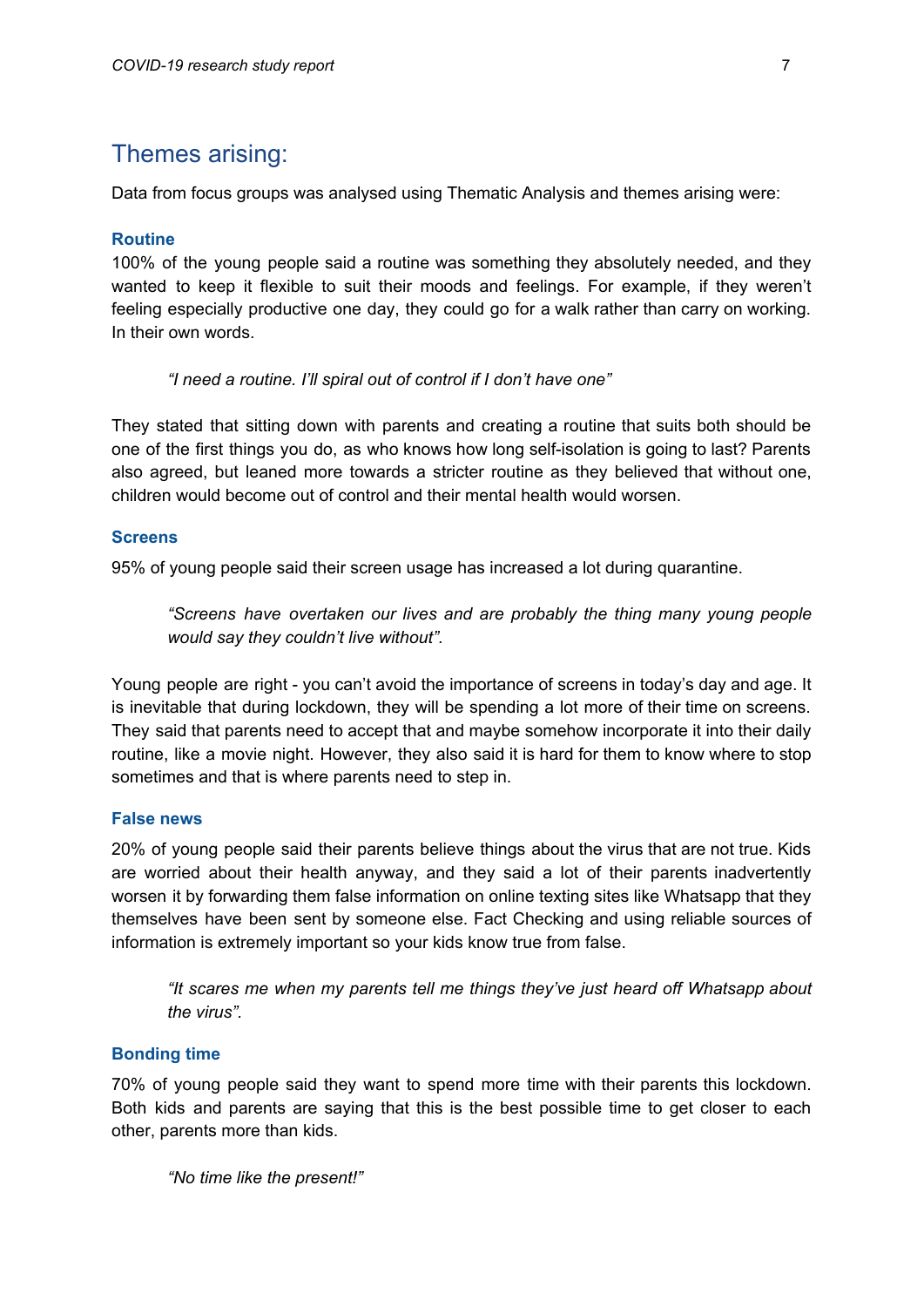## Themes arising:

Data from focus groups was analysed using Thematic Analysis and themes arising were:

### Routine

100% of the young people said a routine was something they absolutely needed, and they wanted to keep it flexible to suit their moods and feelings. For example, if they weren't feeling especially productive one day, they could go for a walk rather than carry on working. In their own words.

> *"I need a routine. I'll spiral out of control if I don't have one"*

They stated that sitting down with parents and creating a routine that suits both should be one of the first things you do, as who knows how long self-isolation is going to last? Parents also agreed, but leaned more towards a stricter routine as they believed that without one, children would become out of control and their mental health would worsen.

### Screens

95% of young people said their screen usage has increased a lot during quarantine.

> *"Screens have overtaken our lives and are probably the thing many young people would say they couldn't live without".*

Young people are right - you can't avoid the importance of screens in today's day and age. It is inevitable that during lockdown, they will be spending a lot more of their time on screens. They said that parents need to accept that and maybe somehow incorporate it into their daily routine, like a movie night. However, they also said it is hard for them to know where to stop sometimes and that is where parents need to step in.

### False news

20% of young people said their parents believe things about the virus that are not true. Kids are worried about their health anyway, and they said a lot of their parents inadvertently worsen it by forwarding them false information on online texting sites like Whatsapp that they themselves have been sent by someone else. Fact Checking and using reliable sources of information is extremely important so your kids know true from false.

> *"It scares me when my parents tell me things they've just heard off Whatsapp about the virus".*

### Bonding time

70% of young people said they want to spend more time with their parents this lockdown. Both kids and parents are saying that this is the best possible time to get closer to each other, parents more than kids.

> *"No time like the present!"*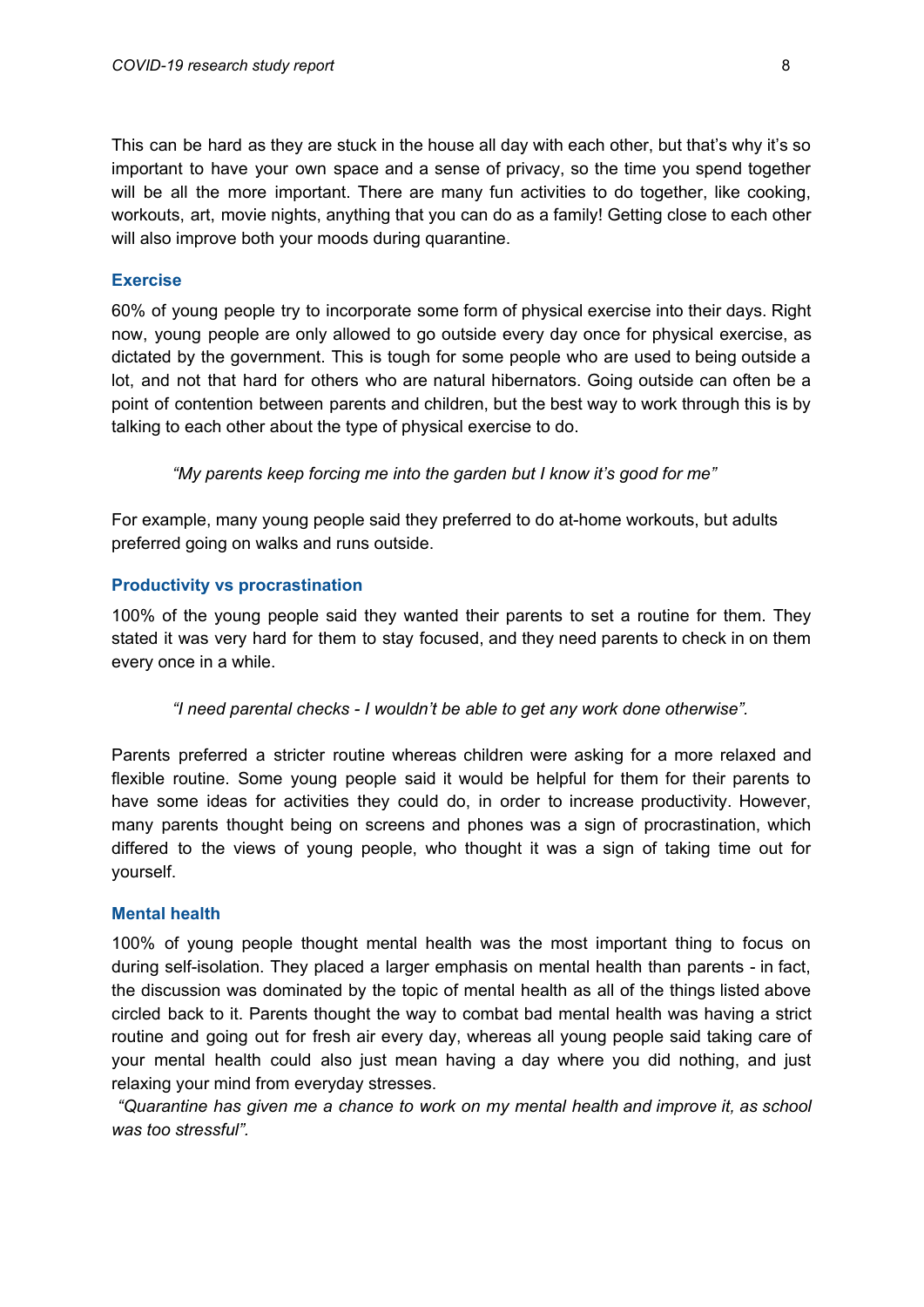This can be hard as they are stuck in the house all day with each other, but that's why it's so important to have your own space and a sense of privacy, so the time you spend together will be all the more important. There are many fun activities to do together, like cooking, workouts, art, movie nights, anything that you can do as a family! Getting close to each other will also improve both your moods during quarantine.

### Exercise

60% of young people try to incorporate some form of physical exercise into their days. Right now, young people are only allowed to go outside every day once for physical exercise, as dictated by the government. This is tough for some people who are used to being outside a lot, and not that hard for others who are natural hibernators. Going outside can often be a point of contention between parents and children, but the best way to work through this is by talking to each other about the type of physical exercise to do.

> *"My parents keep forcing me into the garden but I know it's good for me"*

For example, many young people said they preferred to do at-home workouts, but adults preferred going on walks and runs outside.

### Productivity vs procrastination

100% of the young people said they wanted their parents to set a routine for them. They stated it was very hard for them to stay focused, and they need parents to check in on them every once in a while.

> *"I need parental checks - I wouldn't be able to get any work done otherwise".*

Parents preferred a stricter routine whereas children were asking for a more relaxed and flexible routine. Some young people said it would be helpful for them for their parents to have some ideas for activities they could do, in order to increase productivity. However, many parents thought being on screens and phones was a sign of procrastination, which differed to the views of young people, who thought it was a sign of taking time out for yourself.

### Mental health

100% of young people thought mental health was the most important thing to focus on during self-isolation. They placed a larger emphasis on mental health than parents - in fact, the discussion was dominated by the topic of mental health as all of the things listed above circled back to it. Parents thought the way to combat bad mental health was having a strict routine and going out for fresh air every day, whereas all young people said taking care of your mental health could also just mean having a day where you did nothing, and just relaxing your mind from everyday stresses.

*"Quarantine has given me a chance to work on my mental health and improve it, as school was too stressful".*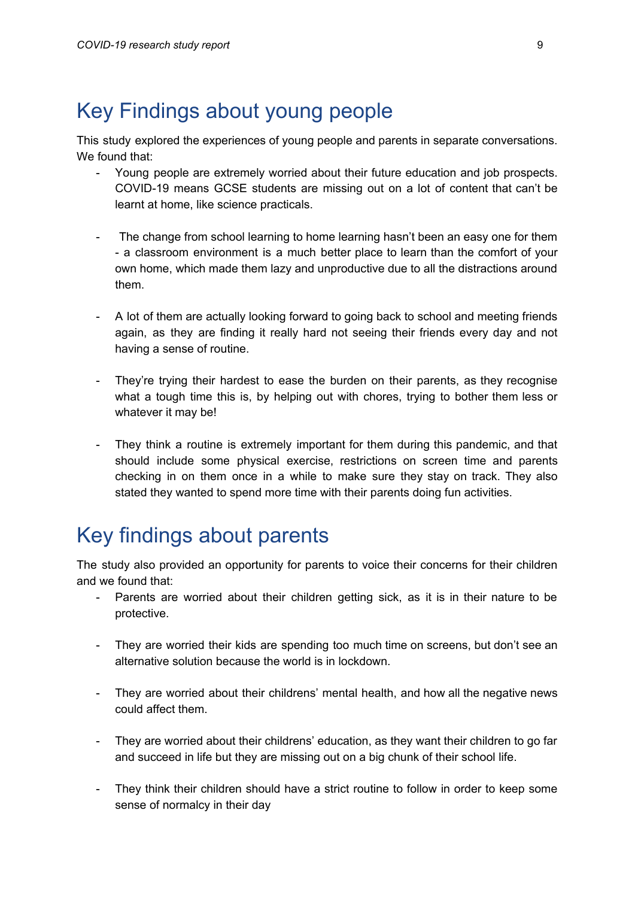# Key Findings about young people

This study explored the experiences of young people and parents in separate conversations. We found that:

- Young people are extremely worried about their future education and job prospects. COVID-19 means GCSE students are missing out on a lot of content that can't be learnt at home, like science practicals.

- The change from school learning to home learning hasn't been an easy one for them - a classroom environment is a much better place to learn than the comfort of your own home, which made them lazy and unproductive due to all the distractions around them.

- A lot of them are actually looking forward to going back to school and meeting friends again, as they are finding it really hard not seeing their friends every day and not having a sense of routine.

- They're trying their hardest to ease the burden on their parents, as they recognise what a tough time this is, by helping out with chores, trying to bother them less or whatever it may be!

- They think a routine is extremely important for them during this pandemic, and that should include some physical exercise, restrictions on screen time and parents checking in on them once in a while to make sure they stay on track. They also stated they wanted to spend more time with their parents doing fun activities.

# Key findings about parents

The study also provided an opportunity for parents to voice their concerns for their children and we found that:

- Parents are worried about their children getting sick, as it is in their nature to be protective.

- They are worried their kids are spending too much time on screens, but don't see an alternative solution because the world is in lockdown.

- They are worried about their childrens' mental health, and how all the negative news could affect them.

- They are worried about their childrens' education, as they want their children to go far and succeed in life but they are missing out on a big chunk of their school life.

- They think their children should have a strict routine to follow in order to keep some sense of normalcy in their day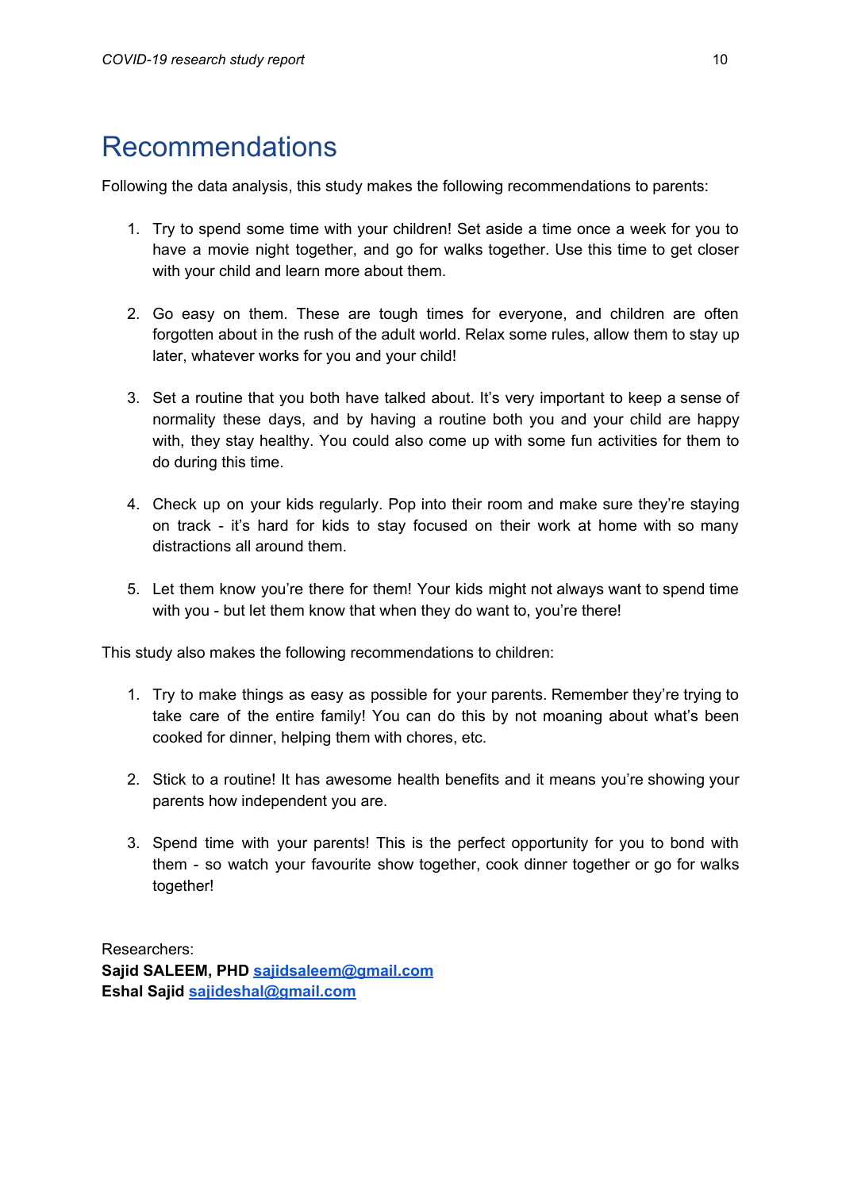# Recommendations

Following the data analysis, this study makes the following recommendations to parents:

1. Try to spend some time with your children! Set aside a time once a week for you to have a movie night together, and go for walks together. Use this time to get closer with your child and learn more about them.

2. Go easy on them. These are tough times for everyone, and children are often forgotten about in the rush of the adult world. Relax some rules, allow them to stay up later, whatever works for you and your child!

3. Set a routine that you both have talked about. It's very important to keep a sense of normality these days, and by having a routine both you and your child are happy with, they stay healthy. You could also come up with some fun activities for them to do during this time.

4. Check up on your kids regularly. Pop into their room and make sure they're staying on track - it's hard for kids to stay focused on their work at home with so many distractions all around them.

5. Let them know you're there for them! Your kids might not always want to spend time with you - but let them know that when they do want to, you're there!

This study also makes the following recommendations to children:

1. Try to make things as easy as possible for your parents. Remember they're trying to take care of the entire family! You can do this by not moaning about what's been cooked for dinner, helping them with chores, etc.

2. Stick to a routine! It has awesome health benefits and it means you're showing your parents how independent you are.

3. Spend time with your parents! This is the perfect opportunity for you to bond with them - so watch your favourite show together, cook dinner together or go for walks together!

Researchers:
**Sajid SALEEM, PHD** sajidsaleem@gmail.com
**Eshal Sajid** sajideshal@gmail.com